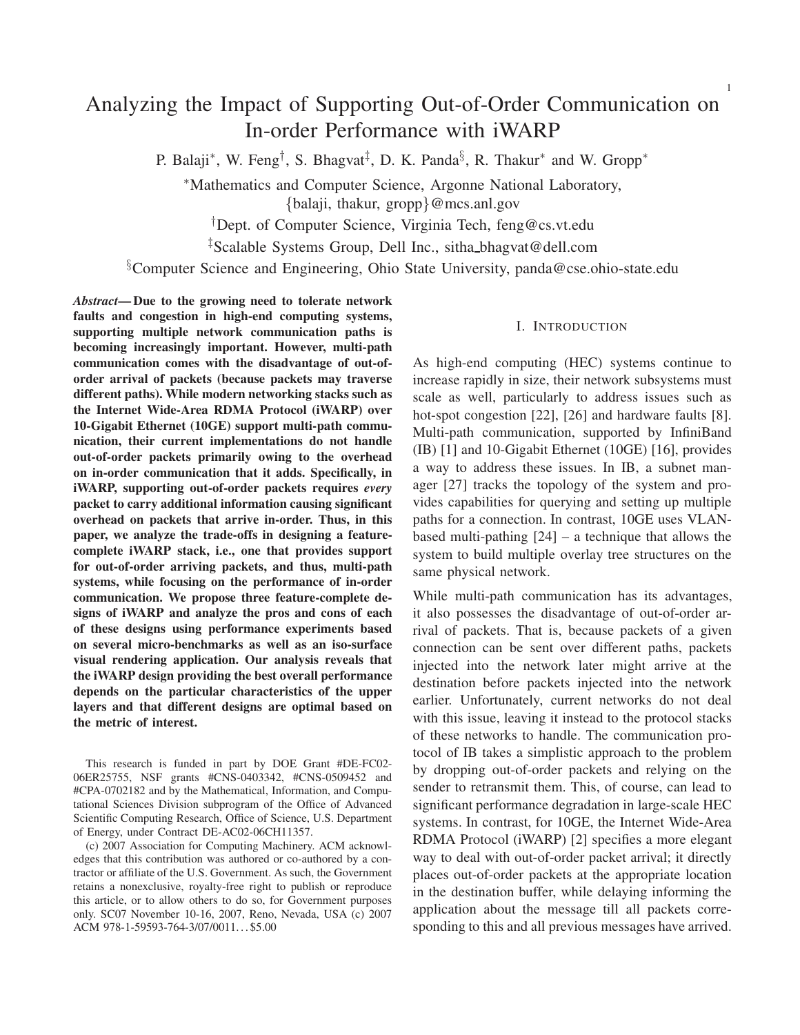# Analyzing the Impact of Supporting Out-of-Order Communication on In-order Performance with iWARP

P. Balaji*, W. Feng†, S. Bhagvat‡, D. K. Panda§, R. Thakur* and W. Gropp*

*Mathematics and Computer Science, Argonne National Laboratory, {balaji, thakur, gropp}@mcs.anl.gov

†Dept. of Computer Science, Virginia Tech, feng@cs.vt.edu

‡Scalable Systems Group, Dell Inc., sitha_bhagvat@dell.com

§Computer Science and Engineering, Ohio State University, panda@cse.ohio-state.edu

***Abstract*— Due to the growing need to tolerate network faults and congestion in high-end computing systems, supporting multiple network communication paths is becoming increasingly important. However, multi-path communication comes with the disadvantage of out-of-order arrival of packets (because packets may traverse different paths). While modern networking stacks such as the Internet Wide-Area RDMA Protocol (iWARP) over 10-Gigabit Ethernet (10GE) support multi-path communication, their current implementations do not handle out-of-order packets primarily owing to the overhead on in-order communication that it adds. Specifically, in iWARP, supporting out-of-order packets requires *every* packet to carry additional information causing significant overhead on packets that arrive in-order. Thus, in this paper, we analyze the trade-offs in designing a feature-complete iWARP stack, i.e., one that provides support for out-of-order arriving packets, and thus, multi-path systems, while focusing on the performance of in-order communication. We propose three feature-complete designs of iWARP and analyze the pros and cons of each of these designs using performance experiments based on several micro-benchmarks as well as an iso-surface visual rendering application. Our analysis reveals that the iWARP design providing the best overall performance depends on the particular characteristics of the upper layers and that different designs are optimal based on the metric of interest.**

This research is funded in part by DOE Grant #DE-FC02-06ER25755, NSF grants #CNS-0403342, #CNS-0509452 and #CPA-0702182 and by the Mathematical, Information, and Computational Sciences Division subprogram of the Office of Advanced Scientific Computing Research, Office of Science, U.S. Department of Energy, under Contract DE-AC02-06CH11357.

(c) 2007 Association for Computing Machinery. ACM acknowledges that this contribution was authored or co-authored by a contractor or affiliate of the U.S. Government. As such, the Government retains a nonexclusive, royalty-free right to publish or reproduce this article, or to allow others to do so, for Government purposes only. SC07 November 10-16, 2007, Reno, Nevada, USA (c) 2007 ACM 978-1-59593-764-3/07/0011…$5.00

## I. Introduction

As high-end computing (HEC) systems continue to increase rapidly in size, their network subsystems must scale as well, particularly to address issues such as hot-spot congestion [22], [26] and hardware faults [8]. Multi-path communication, supported by InfiniBand (IB) [1] and 10-Gigabit Ethernet (10GE) [16], provides a way to address these issues. In IB, a subnet manager [27] tracks the topology of the system and provides capabilities for querying and setting up multiple paths for a connection. In contrast, 10GE uses VLAN-based multi-pathing [24] – a technique that allows the system to build multiple overlay tree structures on the same physical network.

While multi-path communication has its advantages, it also possesses the disadvantage of out-of-order arrival of packets. That is, because packets of a given connection can be sent over different paths, packets injected into the network later might arrive at the destination before packets injected into the network earlier. Unfortunately, current networks do not deal with this issue, leaving it instead to the protocol stacks of these networks to handle. The communication protocol of IB takes a simplistic approach to the problem by dropping out-of-order packets and relying on the sender to retransmit them. This, of course, can lead to significant performance degradation in large-scale HEC systems. In contrast, for 10GE, the Internet Wide-Area RDMA Protocol (iWARP) [2] specifies a more elegant way to deal with out-of-order packet arrival; it directly places out-of-order packets at the appropriate location in the destination buffer, while delaying informing the application about the message till all packets corresponding to this and all previous messages have arrived.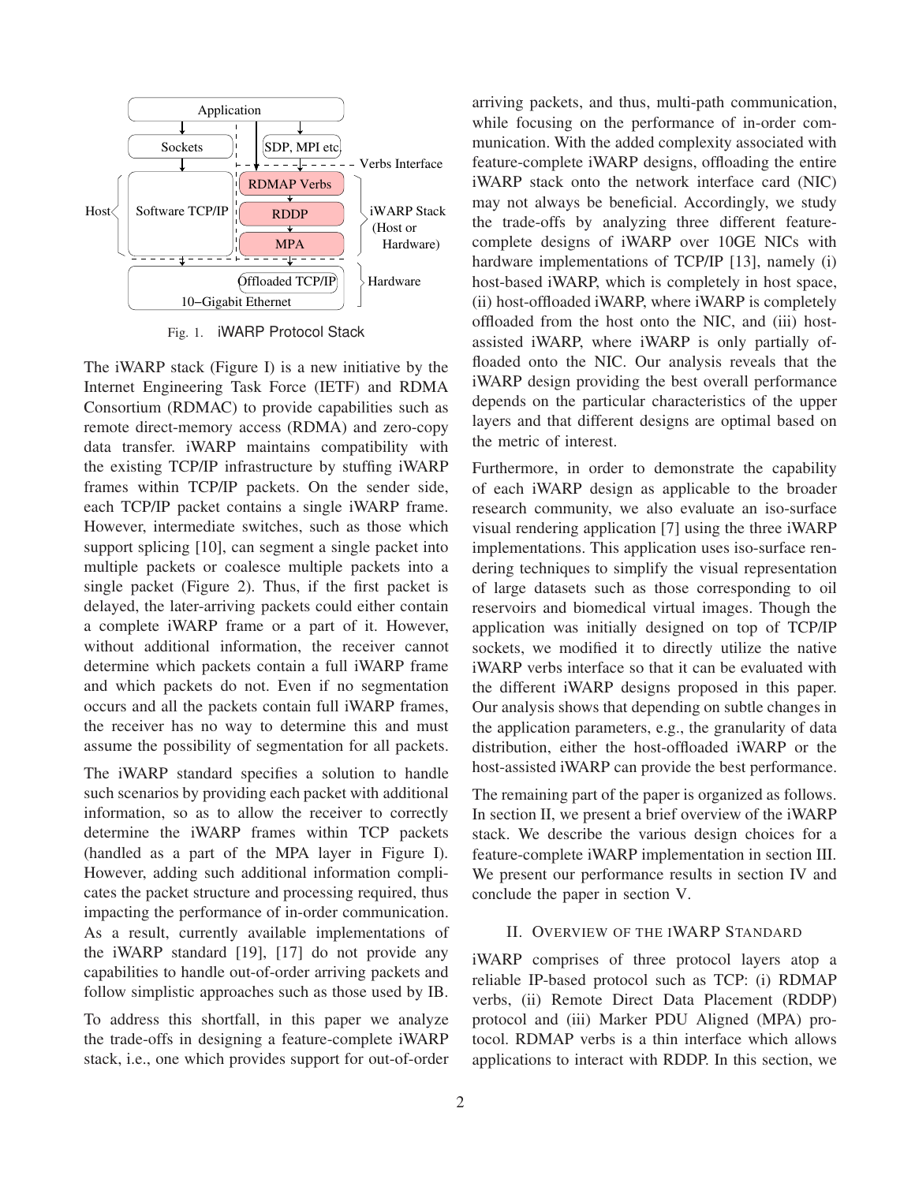Fig. 1. iWARP Protocol Stack

The iWARP stack (Figure I) is a new initiative by the Internet Engineering Task Force (IETF) and RDMA Consortium (RDMAC) to provide capabilities such as remote direct-memory access (RDMA) and zero-copy data transfer. iWARP maintains compatibility with the existing TCP/IP infrastructure by stuffing iWARP frames within TCP/IP packets. On the sender side, each TCP/IP packet contains a single iWARP frame. However, intermediate switches, such as those which support splicing [10], can segment a single packet into multiple packets or coalesce multiple packets into a single packet (Figure 2). Thus, if the first packet is delayed, the later-arriving packets could either contain a complete iWARP frame or a part of it. However, without additional information, the receiver cannot determine which packets contain a full iWARP frame and which packets do not. Even if no segmentation occurs and all the packets contain full iWARP frames, the receiver has no way to determine this and must assume the possibility of segmentation for all packets.

The iWARP standard specifies a solution to handle such scenarios by providing each packet with additional information, so as to allow the receiver to correctly determine the iWARP frames within TCP packets (handled as a part of the MPA layer in Figure I). However, adding such additional information complicates the packet structure and processing required, thus impacting the performance of in-order communication. As a result, currently available implementations of the iWARP standard [19], [17] do not provide any capabilities to handle out-of-order arriving packets and follow simplistic approaches such as those used by IB.

To address this shortfall, in this paper we analyze the trade-offs in designing a feature-complete iWARP stack, i.e., one which provides support for out-of-order arriving packets, and thus, multi-path communication, while focusing on the performance of in-order communication. With the added complexity associated with feature-complete iWARP designs, offloading the entire iWARP stack onto the network interface card (NIC) may not always be beneficial. Accordingly, we study the trade-offs by analyzing three different feature-complete designs of iWARP over 10GE NICs with hardware implementations of TCP/IP [13], namely (i) host-based iWARP, which is completely in host space, (ii) host-offloaded iWARP, where iWARP is completely offloaded from the host onto the NIC, and (iii) host-assisted iWARP, where iWARP is only partially offloaded onto the NIC. Our analysis reveals that the iWARP design providing the best overall performance depends on the particular characteristics of the upper layers and that different designs are optimal based on the metric of interest.

Furthermore, in order to demonstrate the capability of each iWARP design as applicable to the broader research community, we also evaluate an iso-surface visual rendering application [7] using the three iWARP implementations. This application uses iso-surface rendering techniques to simplify the visual representation of large datasets such as those corresponding to oil reservoirs and biomedical virtual images. Though the application was initially designed on top of TCP/IP sockets, we modified it to directly utilize the native iWARP verbs interface so that it can be evaluated with the different iWARP designs proposed in this paper. Our analysis shows that depending on subtle changes in the application parameters, e.g., the granularity of data distribution, either the host-offloaded iWARP or the host-assisted iWARP can provide the best performance.

The remaining part of the paper is organized as follows. In section II, we present a brief overview of the iWARP stack. We describe the various design choices for a feature-complete iWARP implementation in section III. We present our performance results in section IV and conclude the paper in section V.

## II. Overview of the iWARP Standard

iWARP comprises of three protocol layers atop a reliable IP-based protocol such as TCP: (i) RDMAP verbs, (ii) Remote Direct Data Placement (RDDP) protocol and (iii) Marker PDU Aligned (MPA) protocol. RDMAP verbs is a thin interface which allows applications to interact with RDDP. In this section, we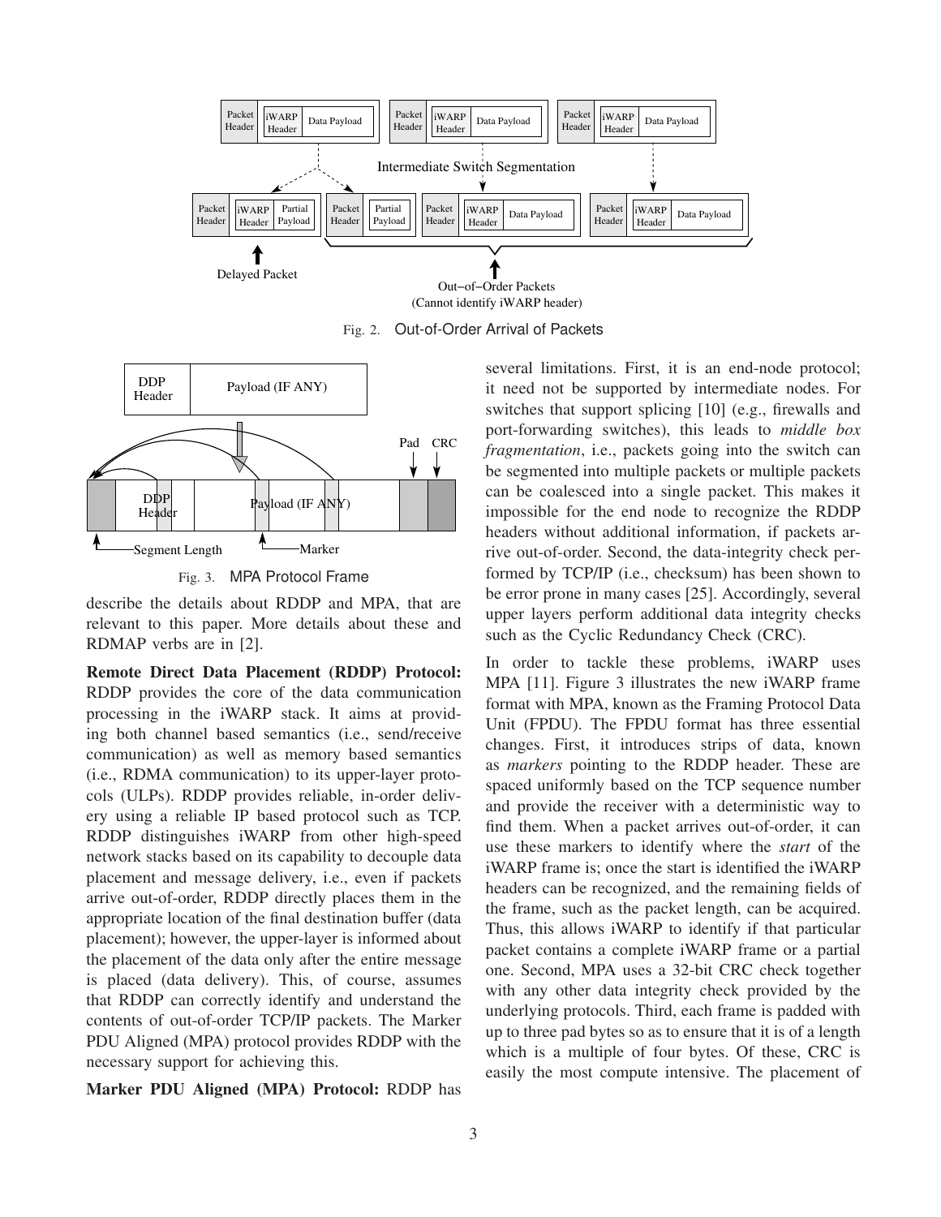Packet Header | iWARP Header | Data Payload

Packet Header | iWARP Header | Data Payload

Packet Header | iWARP Header | Data Payload

Intermediate Switch Segmentation

Packet Header | iWARP Header | Partial Payload

Packet Header | Partial Payload

Packet Header | iWARP Header | Data Payload

Packet Header | iWARP Header | Data Payload

Delayed Packet

Out−of−Order Packets
(Cannot identify iWARP header)

Fig. 2. Out-of-Order Arrival of Packets

DDP Header | Payload (IF ANY)

Pad | CRC

DDP Header | Payload (IF ANY)

Segment Length | Marker

Fig. 3. MPA Protocol Frame

describe the details about RDDP and MPA, that are relevant to this paper. More details about these and RDMAP verbs are in [2].

**Remote Direct Data Placement (RDDP) Protocol:** RDDP provides the core of the data communication processing in the iWARP stack. It aims at providing both channel based semantics (i.e., send/receive communication) as well as memory based semantics (i.e., RDMA communication) to its upper-layer protocols (ULPs). RDDP provides reliable, in-order delivery using a reliable IP based protocol such as TCP. RDDP distinguishes iWARP from other high-speed network stacks based on its capability to decouple data placement and message delivery, i.e., even if packets arrive out-of-order, RDDP directly places them in the appropriate location of the final destination buffer (data placement); however, the upper-layer is informed about the placement of the data only after the entire message is placed (data delivery). This, of course, assumes that RDDP can correctly identify and understand the contents of out-of-order TCP/IP packets. The Marker PDU Aligned (MPA) protocol provides RDDP with the necessary support for achieving this.

**Marker PDU Aligned (MPA) Protocol:** RDDP has several limitations. First, it is an end-node protocol; it need not be supported by intermediate nodes. For switches that support splicing [10] (e.g., firewalls and port-forwarding switches), this leads to *middle box fragmentation*, i.e., packets going into the switch can be segmented into multiple packets or multiple packets can be coalesced into a single packet. This makes it impossible for the end node to recognize the RDDP headers without additional information, if packets arrive out-of-order. Second, the data-integrity check performed by TCP/IP (i.e., checksum) has been shown to be error prone in many cases [25]. Accordingly, several upper layers perform additional data integrity checks such as the Cyclic Redundancy Check (CRC).

In order to tackle these problems, iWARP uses MPA [11]. Figure 3 illustrates the new iWARP frame format with MPA, known as the Framing Protocol Data Unit (FPDU). The FPDU format has three essential changes. First, it introduces strips of data, known as *markers* pointing to the RDDP header. These are spaced uniformly based on the TCP sequence number and provide the receiver with a deterministic way to find them. When a packet arrives out-of-order, it can use these markers to identify where the *start* of the iWARP frame is; once the start is identified the iWARP headers can be recognized, and the remaining fields of the frame, such as the packet length, can be acquired. Thus, this allows iWARP to identify if that particular packet contains a complete iWARP frame or a partial one. Second, MPA uses a 32-bit CRC check together with any other data integrity check provided by the underlying protocols. Third, each frame is padded with up to three pad bytes so as to ensure that it is of a length which is a multiple of four bytes. Of these, CRC is easily the most compute intensive. The placement of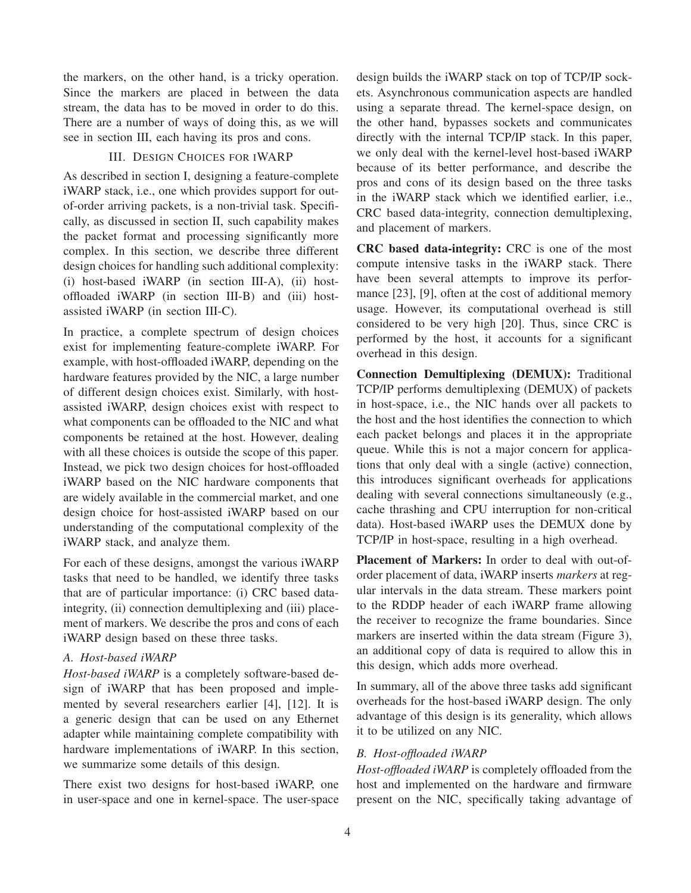the markers, on the other hand, is a tricky operation. Since the markers are placed in between the data stream, the data has to be moved in order to do this. There are a number of ways of doing this, as we will see in section III, each having its pros and cons.

## III. Design Choices for iWARP

As described in section I, designing a feature-complete iWARP stack, i.e., one which provides support for out-of-order arriving packets, is a non-trivial task. Specifically, as discussed in section II, such capability makes the packet format and processing significantly more complex. In this section, we describe three different design choices for handling such additional complexity: (i) host-based iWARP (in section III-A), (ii) host-offloaded iWARP (in section III-B) and (iii) host-assisted iWARP (in section III-C).

In practice, a complete spectrum of design choices exist for implementing feature-complete iWARP. For example, with host-offloaded iWARP, depending on the hardware features provided by the NIC, a large number of different design choices exist. Similarly, with host-assisted iWARP, design choices exist with respect to what components can be offloaded to the NIC and what components be retained at the host. However, dealing with all these choices is outside the scope of this paper. Instead, we pick two design choices for host-offloaded iWARP based on the NIC hardware components that are widely available in the commercial market, and one design choice for host-assisted iWARP based on our understanding of the computational complexity of the iWARP stack, and analyze them.

For each of these designs, amongst the various iWARP tasks that need to be handled, we identify three tasks that are of particular importance: (i) CRC based data-integrity, (ii) connection demultiplexing and (iii) placement of markers. We describe the pros and cons of each iWARP design based on these three tasks.

### A. Host-based iWARP

*Host-based iWARP* is a completely software-based design of iWARP that has been proposed and implemented by several researchers earlier [4], [12]. It is a generic design that can be used on any Ethernet adapter while maintaining complete compatibility with hardware implementations of iWARP. In this section, we summarize some details of this design.

There exist two designs for host-based iWARP, one in user-space and one in kernel-space. The user-space design builds the iWARP stack on top of TCP/IP sockets. Asynchronous communication aspects are handled using a separate thread. The kernel-space design, on the other hand, bypasses sockets and communicates directly with the internal TCP/IP stack. In this paper, we only deal with the kernel-level host-based iWARP because of its better performance, and describe the pros and cons of its design based on the three tasks in the iWARP stack which we identified earlier, i.e., CRC based data-integrity, connection demultiplexing, and placement of markers.

**CRC based data-integrity:** CRC is one of the most compute intensive tasks in the iWARP stack. There have been several attempts to improve its performance [23], [9], often at the cost of additional memory usage. However, its computational overhead is still considered to be very high [20]. Thus, since CRC is performed by the host, it accounts for a significant overhead in this design.

**Connection Demultiplexing (DEMUX):** Traditional TCP/IP performs demultiplexing (DEMUX) of packets in host-space, i.e., the NIC hands over all packets to the host and the host identifies the connection to which each packet belongs and places it in the appropriate queue. While this is not a major concern for applications that only deal with a single (active) connection, this introduces significant overheads for applications dealing with several connections simultaneously (e.g., cache thrashing and CPU interruption for non-critical data). Host-based iWARP uses the DEMUX done by TCP/IP in host-space, resulting in a high overhead.

**Placement of Markers:** In order to deal with out-of-order placement of data, iWARP inserts *markers* at regular intervals in the data stream. These markers point to the RDDP header of each iWARP frame allowing the receiver to recognize the frame boundaries. Since markers are inserted within the data stream (Figure 3), an additional copy of data is required to allow this in this design, which adds more overhead.

In summary, all of the above three tasks add significant overheads for the host-based iWARP design. The only advantage of this design is its generality, which allows it to be utilized on any NIC.

### B. Host-offloaded iWARP

*Host-offloaded iWARP* is completely offloaded from the host and implemented on the hardware and firmware present on the NIC, specifically taking advantage of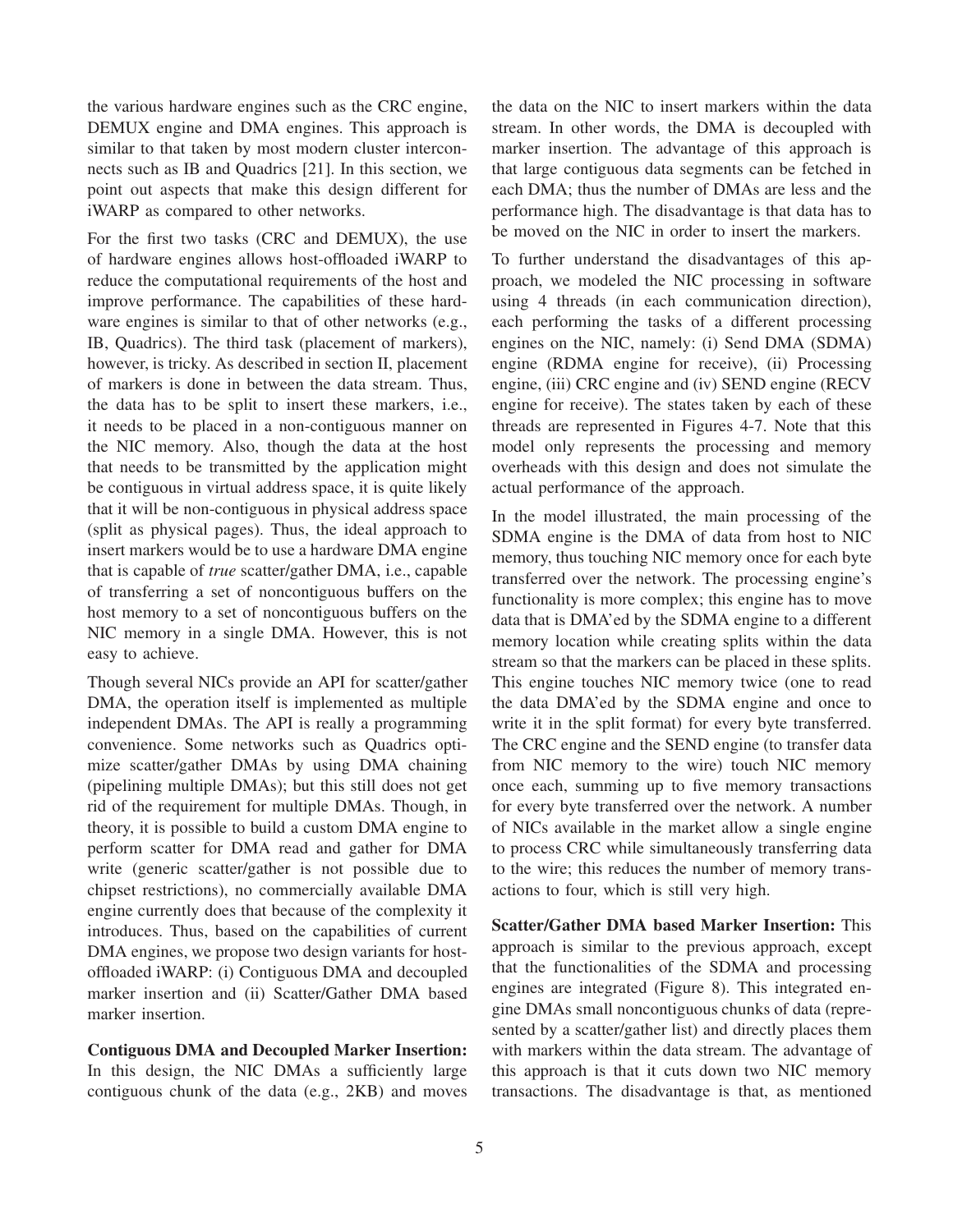the various hardware engines such as the CRC engine, DEMUX engine and DMA engines. This approach is similar to that taken by most modern cluster interconnects such as IB and Quadrics [21]. In this section, we point out aspects that make this design different for iWARP as compared to other networks.

For the first two tasks (CRC and DEMUX), the use of hardware engines allows host-offloaded iWARP to reduce the computational requirements of the host and improve performance. The capabilities of these hardware engines is similar to that of other networks (e.g., IB, Quadrics). The third task (placement of markers), however, is tricky. As described in section II, placement of markers is done in between the data stream. Thus, the data has to be split to insert these markers, i.e., it needs to be placed in a non-contiguous manner on the NIC memory. Also, though the data at the host that needs to be transmitted by the application might be contiguous in virtual address space, it is quite likely that it will be non-contiguous in physical address space (split as physical pages). Thus, the ideal approach to insert markers would be to use a hardware DMA engine that is capable of *true* scatter/gather DMA, i.e., capable of transferring a set of noncontiguous buffers on the host memory to a set of noncontiguous buffers on the NIC memory in a single DMA. However, this is not easy to achieve.

Though several NICs provide an API for scatter/gather DMA, the operation itself is implemented as multiple independent DMAs. The API is really a programming convenience. Some networks such as Quadrics optimize scatter/gather DMAs by using DMA chaining (pipelining multiple DMAs); but this still does not get rid of the requirement for multiple DMAs. Though, in theory, it is possible to build a custom DMA engine to perform scatter for DMA read and gather for DMA write (generic scatter/gather is not possible due to chipset restrictions), no commercially available DMA engine currently does that because of the complexity it introduces. Thus, based on the capabilities of current DMA engines, we propose two design variants for host-offloaded iWARP: (i) Contiguous DMA and decoupled marker insertion and (ii) Scatter/Gather DMA based marker insertion.

**Contiguous DMA and Decoupled Marker Insertion:** In this design, the NIC DMAs a sufficiently large contiguous chunk of the data (e.g., 2KB) and moves the data on the NIC to insert markers within the data stream. In other words, the DMA is decoupled with marker insertion. The advantage of this approach is that large contiguous data segments can be fetched in each DMA; thus the number of DMAs are less and the performance high. The disadvantage is that data has to be moved on the NIC in order to insert the markers.

To further understand the disadvantages of this approach, we modeled the NIC processing in software using 4 threads (in each communication direction), each performing the tasks of a different processing engines on the NIC, namely: (i) Send DMA (SDMA) engine (RDMA engine for receive), (ii) Processing engine, (iii) CRC engine and (iv) SEND engine (RECV engine for receive). The states taken by each of these threads are represented in Figures 4-7. Note that this model only represents the processing and memory overheads with this design and does not simulate the actual performance of the approach.

In the model illustrated, the main processing of the SDMA engine is the DMA of data from host to NIC memory, thus touching NIC memory once for each byte transferred over the network. The processing engine's functionality is more complex; this engine has to move data that is DMA'ed by the SDMA engine to a different memory location while creating splits within the data stream so that the markers can be placed in these splits. This engine touches NIC memory twice (one to read the data DMA'ed by the SDMA engine and once to write it in the split format) for every byte transferred. The CRC engine and the SEND engine (to transfer data from NIC memory to the wire) touch NIC memory once each, summing up to five memory transactions for every byte transferred over the network. A number of NICs available in the market allow a single engine to process CRC while simultaneously transferring data to the wire; this reduces the number of memory transactions to four, which is still very high.

**Scatter/Gather DMA based Marker Insertion:** This approach is similar to the previous approach, except that the functionalities of the SDMA and processing engines are integrated (Figure 8). This integrated engine DMAs small noncontiguous chunks of data (represented by a scatter/gather list) and directly places them with markers within the data stream. The advantage of this approach is that it cuts down two NIC memory transactions. The disadvantage is that, as mentioned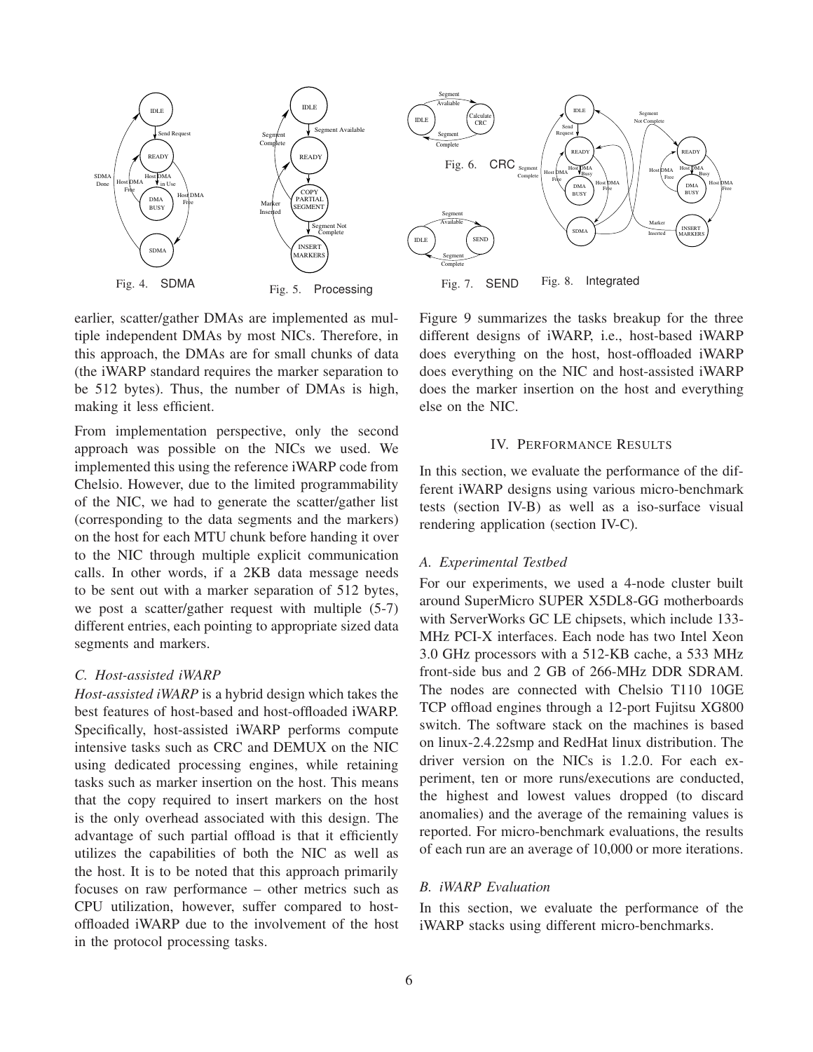Fig. 4. SDMA

Fig. 5. Processing

Fig. 6. CRC

Fig. 7. SEND

Fig. 8. Integrated

earlier, scatter/gather DMAs are implemented as multiple independent DMAs by most NICs. Therefore, in this approach, the DMAs are for small chunks of data (the iWARP standard requires the marker separation to be 512 bytes). Thus, the number of DMAs is high, making it less efficient.

From implementation perspective, only the second approach was possible on the NICs we used. We implemented this using the reference iWARP code from Chelsio. However, due to the limited programmability of the NIC, we had to generate the scatter/gather list (corresponding to the data segments and the markers) on the host for each MTU chunk before handing it over to the NIC through multiple explicit communication calls. In other words, if a 2KB data message needs to be sent out with a marker separation of 512 bytes, we post a scatter/gather request with multiple (5-7) different entries, each pointing to appropriate sized data segments and markers.

### C. Host-assisted iWARP

*Host-assisted iWARP* is a hybrid design which takes the best features of host-based and host-offloaded iWARP. Specifically, host-assisted iWARP performs compute intensive tasks such as CRC and DEMUX on the NIC using dedicated processing engines, while retaining tasks such as marker insertion on the host. This means that the copy required to insert markers on the host is the only overhead associated with this design. The advantage of such partial offload is that it efficiently utilizes the capabilities of both the NIC as well as the host. It is to be noted that this approach primarily focuses on raw performance – other metrics such as CPU utilization, however, suffer compared to host-offloaded iWARP due to the involvement of the host in the protocol processing tasks.

Figure 9 summarizes the tasks breakup for the three different designs of iWARP, i.e., host-based iWARP does everything on the host, host-offloaded iWARP does everything on the NIC and host-assisted iWARP does the marker insertion on the host and everything else on the NIC.

## IV. Performance Results

In this section, we evaluate the performance of the different iWARP designs using various micro-benchmark tests (section IV-B) as well as a iso-surface visual rendering application (section IV-C).

### A. Experimental Testbed

For our experiments, we used a 4-node cluster built around SuperMicro SUPER X5DL8-GG motherboards with ServerWorks GC LE chipsets, which include 133-MHz PCI-X interfaces. Each node has two Intel Xeon 3.0 GHz processors with a 512-KB cache, a 533 MHz front-side bus and 2 GB of 266-MHz DDR SDRAM. The nodes are connected with Chelsio T110 10GE TCP offload engines through a 12-port Fujitsu XG800 switch. The software stack on the machines is based on linux-2.4.22smp and RedHat linux distribution. The driver version on the NICs is 1.2.0. For each experiment, ten or more runs/executions are conducted, the highest and lowest values dropped (to discard anomalies) and the average of the remaining values is reported. For micro-benchmark evaluations, the results of each run are an average of 10,000 or more iterations.

### B. iWARP Evaluation

In this section, we evaluate the performance of the iWARP stacks using different micro-benchmarks.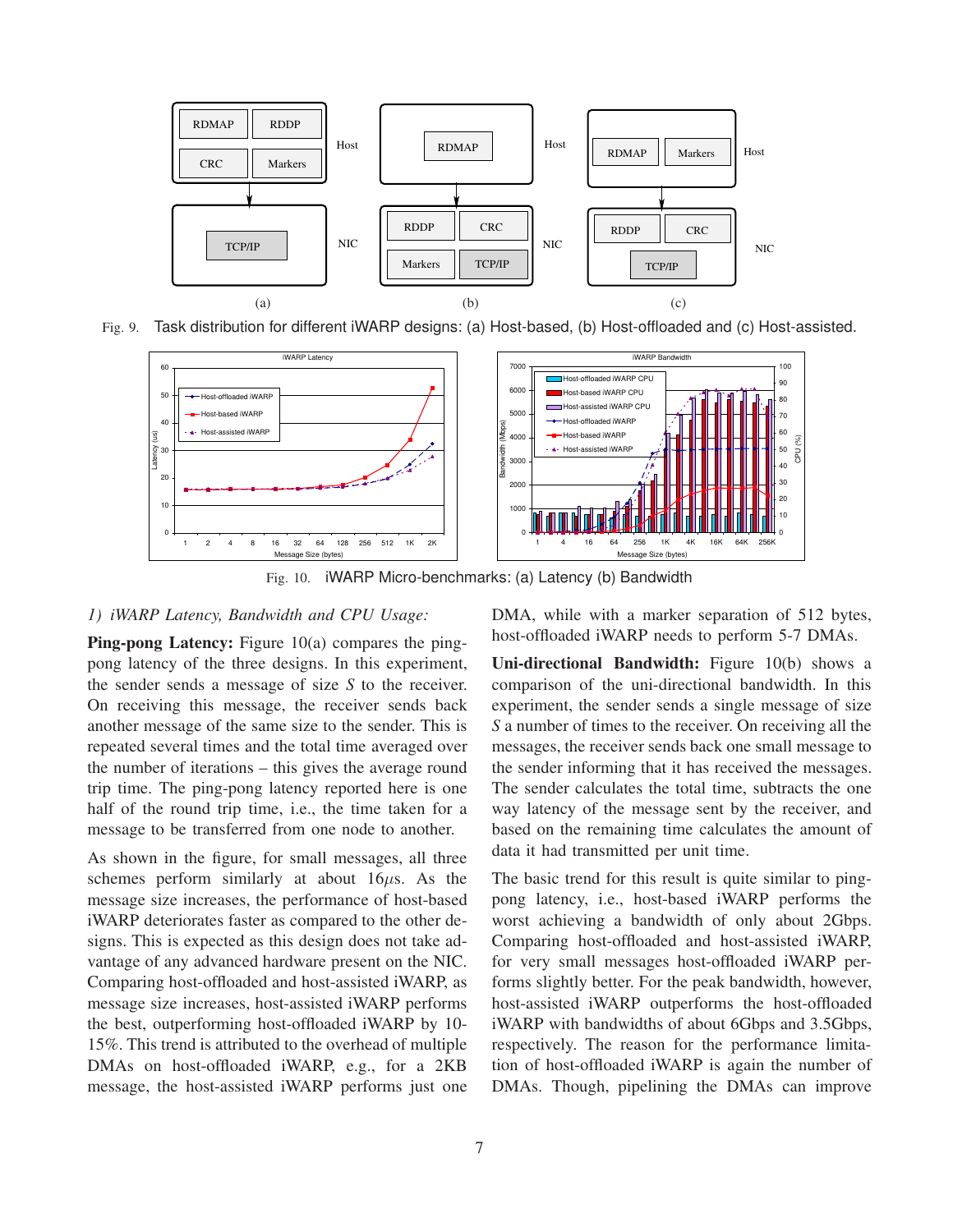Fig. 9. Task distribution for different iWARP designs: (a) Host-based, (b) Host-offloaded and (c) Host-assisted.

Fig. 10. iWARP Micro-benchmarks: (a) Latency (b) Bandwidth

*1) iWARP Latency, Bandwidth and CPU Usage:*

**Ping-pong Latency:** Figure 10(a) compares the ping-pong latency of the three designs. In this experiment, the sender sends a message of size *S* to the receiver. On receiving this message, the receiver sends back another message of the same size to the sender. This is repeated several times and the total time averaged over the number of iterations – this gives the average round trip time. The ping-pong latency reported here is one half of the round trip time, i.e., the time taken for a message to be transferred from one node to another.

As shown in the figure, for small messages, all three schemes perform similarly at about 16$\mu$s. As the message size increases, the performance of host-based iWARP deteriorates faster as compared to the other designs. This is expected as this design does not take advantage of any advanced hardware present on the NIC. Comparing host-offloaded and host-assisted iWARP, as message size increases, host-assisted iWARP performs the best, outperforming host-offloaded iWARP by 10-15%. This trend is attributed to the overhead of multiple DMAs on host-offloaded iWARP, e.g., for a 2KB message, the host-assisted iWARP performs just one DMA, while with a marker separation of 512 bytes, host-offloaded iWARP needs to perform 5-7 DMAs.

**Uni-directional Bandwidth:** Figure 10(b) shows a comparison of the uni-directional bandwidth. In this experiment, the sender sends a single message of size *S* a number of times to the receiver. On receiving all the messages, the receiver sends back one small message to the sender informing that it has received the messages. The sender calculates the total time, subtracts the one way latency of the message sent by the receiver, and based on the remaining time calculates the amount of data it had transmitted per unit time.

The basic trend for this result is quite similar to ping-pong latency, i.e., host-based iWARP performs the worst achieving a bandwidth of only about 2Gbps. Comparing host-offloaded and host-assisted iWARP, for very small messages host-offloaded iWARP performs slightly better. For the peak bandwidth, however, host-assisted iWARP outperforms the host-offloaded iWARP with bandwidths of about 6Gbps and 3.5Gbps, respectively. The reason for the performance limitation of host-offloaded iWARP is again the number of DMAs. Though, pipelining the DMAs can improve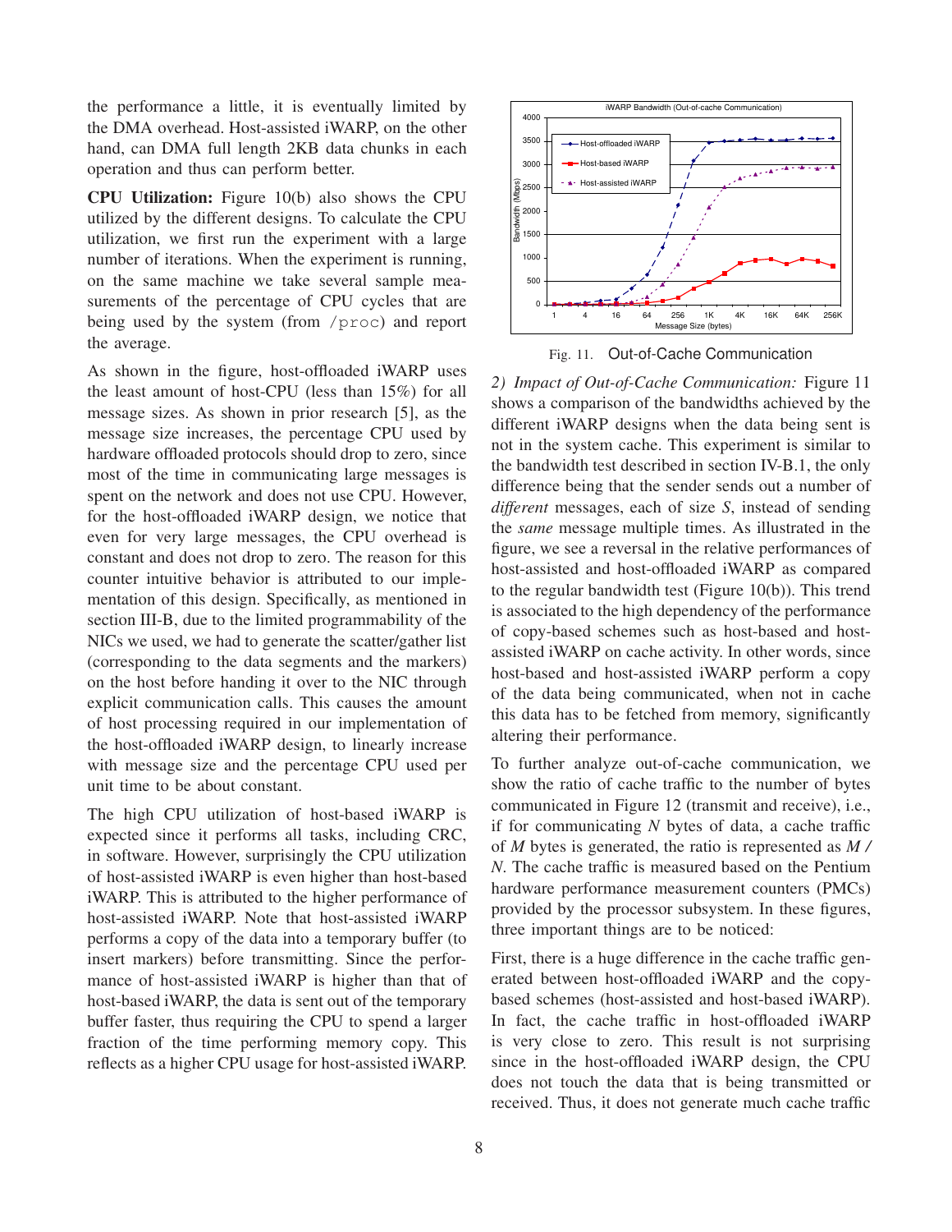the performance a little, it is eventually limited by the DMA overhead. Host-assisted iWARP, on the other hand, can DMA full length 2KB data chunks in each operation and thus can perform better.

**CPU Utilization:** Figure 10(b) also shows the CPU utilized by the different designs. To calculate the CPU utilization, we first run the experiment with a large number of iterations. When the experiment is running, on the same machine we take several sample measurements of the percentage of CPU cycles that are being used by the system (from /proc) and report the average.

As shown in the figure, host-offloaded iWARP uses the least amount of host-CPU (less than 15%) for all message sizes. As shown in prior research [5], as the message size increases, the percentage CPU used by hardware offloaded protocols should drop to zero, since most of the time in communicating large messages is spent on the network and does not use CPU. However, for the host-offloaded iWARP design, we notice that even for very large messages, the CPU overhead is constant and does not drop to zero. The reason for this counter intuitive behavior is attributed to our implementation of this design. Specifically, as mentioned in section III-B, due to the limited programmability of the NICs we used, we had to generate the scatter/gather list (corresponding to the data segments and the markers) on the host before handing it over to the NIC through explicit communication calls. This causes the amount of host processing required in our implementation of the host-offloaded iWARP design, to linearly increase with message size and the percentage CPU used per unit time to be about constant.

The high CPU utilization of host-based iWARP is expected since it performs all tasks, including CRC, in software. However, surprisingly the CPU utilization of host-assisted iWARP is even higher than host-based iWARP. This is attributed to the higher performance of host-assisted iWARP. Note that host-assisted iWARP performs a copy of the data into a temporary buffer (to insert markers) before transmitting. Since the performance of host-assisted iWARP is higher than that of host-based iWARP, the data is sent out of the temporary buffer faster, thus requiring the CPU to spend a larger fraction of the time performing memory copy. This reflects as a higher CPU usage for host-assisted iWARP.

iWARP Bandwidth (Out-of-cache Communication)
Host-offloaded iWARP
Host-based iWARP
Host-assisted iWARP
Bandwidth (Mbps)
4000
3500
3000
2500
2000
1500
1000
500
0
1 4 16 64 256 1K 4K 16K 64K 256K
Message Size (bytes)

Fig. 11. Out-of-Cache Communication

*2) Impact of Out-of-Cache Communication:* Figure 11 shows a comparison of the bandwidths achieved by the different iWARP designs when the data being sent is not in the system cache. This experiment is similar to the bandwidth test described in section IV-B.1, the only difference being that the sender sends out a number of *different* messages, each of size *S*, instead of sending the *same* message multiple times. As illustrated in the figure, we see a reversal in the relative performances of host-assisted and host-offloaded iWARP as compared to the regular bandwidth test (Figure 10(b)). This trend is associated to the high dependency of the performance of copy-based schemes such as host-based and host-assisted iWARP on cache activity. In other words, since host-based and host-assisted iWARP perform a copy of the data being communicated, when not in cache this data has to be fetched from memory, significantly altering their performance.

To further analyze out-of-cache communication, we show the ratio of cache traffic to the number of bytes communicated in Figure 12 (transmit and receive), i.e., if for communicating *N* bytes of data, a cache traffic of *M* bytes is generated, the ratio is represented as *M / N*. The cache traffic is measured based on the Pentium hardware performance measurement counters (PMCs) provided by the processor subsystem. In these figures, three important things are to be noticed:

First, there is a huge difference in the cache traffic generated between host-offloaded iWARP and the copy-based schemes (host-assisted and host-based iWARP). In fact, the cache traffic in host-offloaded iWARP is very close to zero. This result is not surprising since in the host-offloaded iWARP design, the CPU does not touch the data that is being transmitted or received. Thus, it does not generate much cache traffic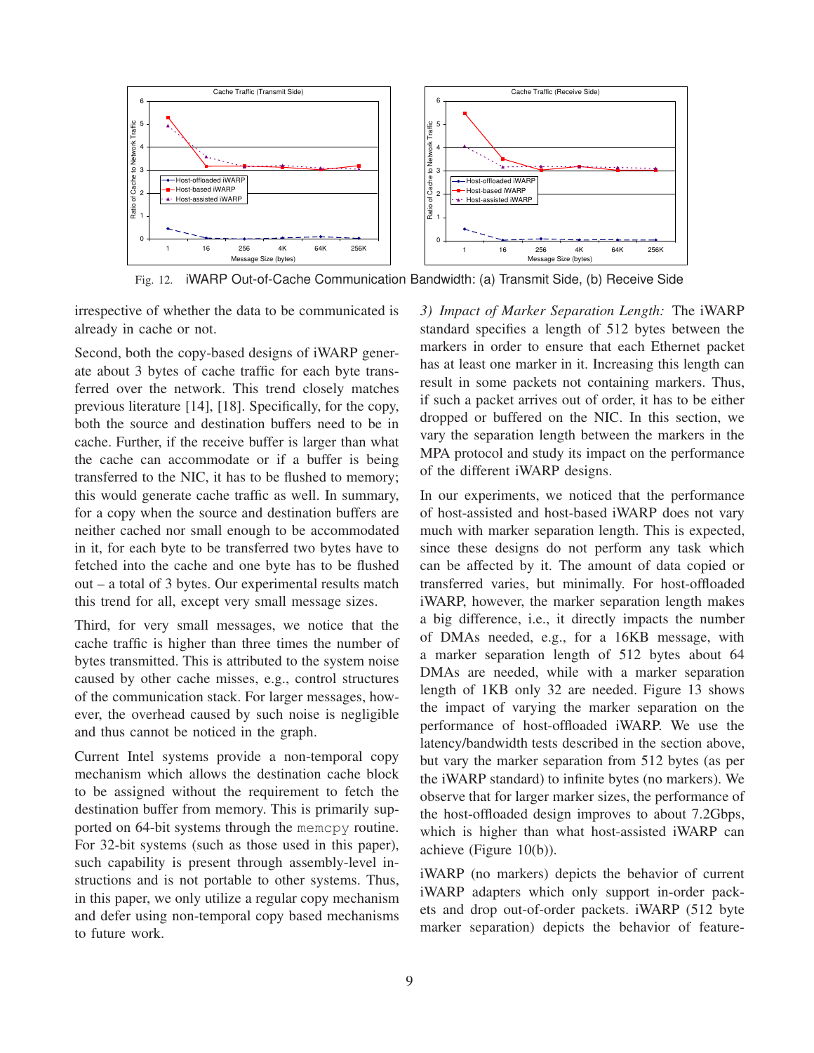Fig. 12. iWARP Out-of-Cache Communication Bandwidth: (a) Transmit Side, (b) Receive Side

irrespective of whether the data to be communicated is already in cache or not.

Second, both the copy-based designs of iWARP generate about 3 bytes of cache traffic for each byte transferred over the network. This trend closely matches previous literature [14], [18]. Specifically, for the copy, both the source and destination buffers need to be in cache. Further, if the receive buffer is larger than what the cache can accommodate or if a buffer is being transferred to the NIC, it has to be flushed to memory; this would generate cache traffic as well. In summary, for a copy when the source and destination buffers are neither cached nor small enough to be accommodated in it, for each byte to be transferred two bytes have to fetched into the cache and one byte has to be flushed out – a total of 3 bytes. Our experimental results match this trend for all, except very small message sizes.

Third, for very small messages, we notice that the cache traffic is higher than three times the number of bytes transmitted. This is attributed to the system noise caused by other cache misses, e.g., control structures of the communication stack. For larger messages, however, the overhead caused by such noise is negligible and thus cannot be noticed in the graph.

Current Intel systems provide a non-temporal copy mechanism which allows the destination cache block to be assigned without the requirement to fetch the destination buffer from memory. This is primarily supported on 64-bit systems through the `memcpy` routine. For 32-bit systems (such as those used in this paper), such capability is present through assembly-level instructions and is not portable to other systems. Thus, in this paper, we only utilize a regular copy mechanism and defer using non-temporal copy based mechanisms to future work.

*3) Impact of Marker Separation Length:* The iWARP standard specifies a length of 512 bytes between the markers in order to ensure that each Ethernet packet has at least one marker in it. Increasing this length can result in some packets not containing markers. Thus, if such a packet arrives out of order, it has to be either dropped or buffered on the NIC. In this section, we vary the separation length between the markers in the MPA protocol and study its impact on the performance of the different iWARP designs.

In our experiments, we noticed that the performance of host-assisted and host-based iWARP does not vary much with marker separation length. This is expected, since these designs do not perform any task which can be affected by it. The amount of data copied or transferred varies, but minimally. For host-offloaded iWARP, however, the marker separation length makes a big difference, i.e., it directly impacts the number of DMAs needed, e.g., for a 16KB message, with a marker separation length of 512 bytes about 64 DMAs are needed, while with a marker separation length of 1KB only 32 are needed. Figure 13 shows the impact of varying the marker separation on the performance of host-offloaded iWARP. We use the latency/bandwidth tests described in the section above, but vary the marker separation from 512 bytes (as per the iWARP standard) to infinite bytes (no markers). We observe that for larger marker sizes, the performance of the host-offloaded design improves to about 7.2Gbps, which is higher than what host-assisted iWARP can achieve (Figure 10(b)).

iWARP (no markers) depicts the behavior of current iWARP adapters which only support in-order packets and drop out-of-order packets. iWARP (512 byte marker separation) depicts the behavior of feature-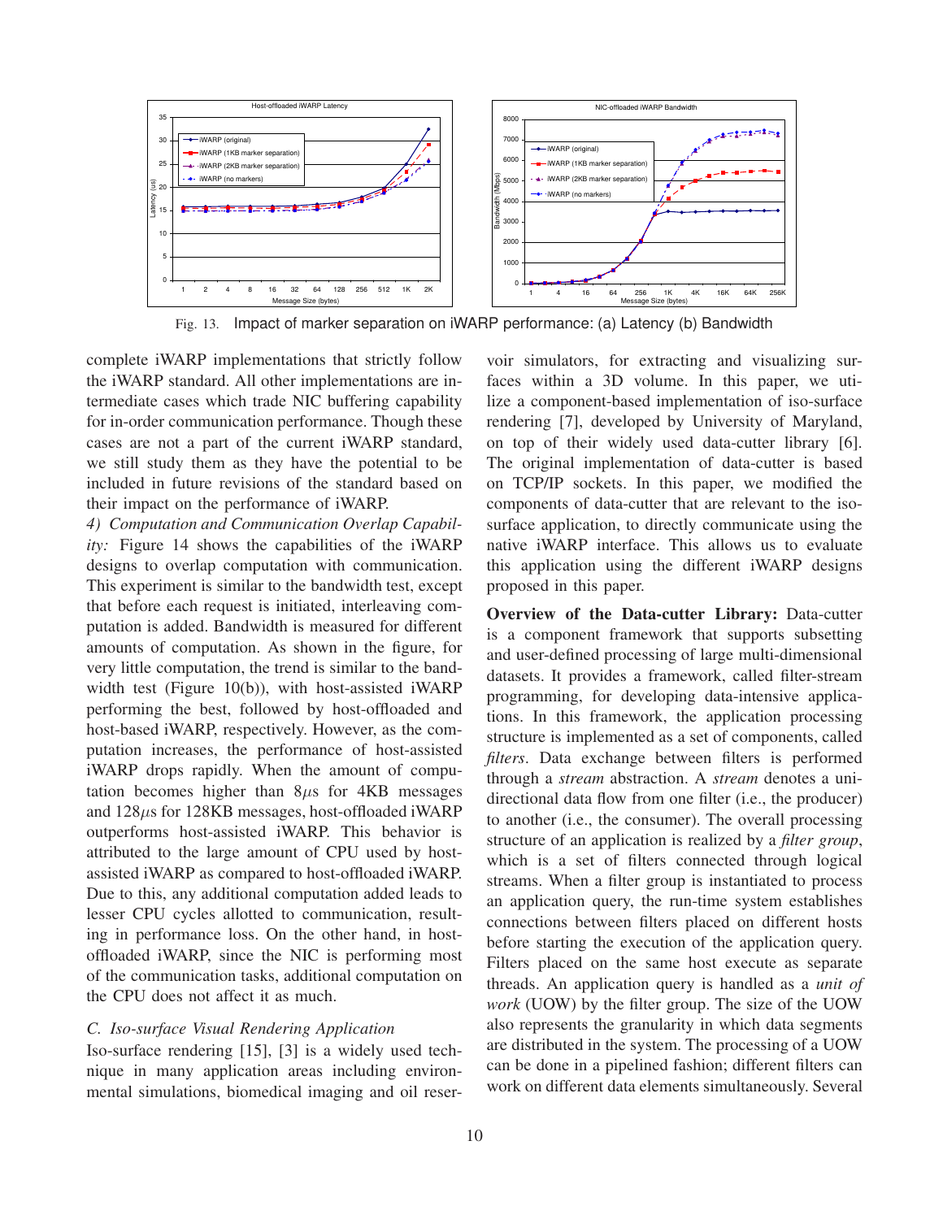Fig. 13. Impact of marker separation on iWARP performance: (a) Latency (b) Bandwidth

complete iWARP implementations that strictly follow the iWARP standard. All other implementations are intermediate cases which trade NIC buffering capability for in-order communication performance. Though these cases are not a part of the current iWARP standard, we still study them as they have the potential to be included in future revisions of the standard based on their impact on the performance of iWARP.

*4) Computation and Communication Overlap Capability:* Figure 14 shows the capabilities of the iWARP designs to overlap computation with communication. This experiment is similar to the bandwidth test, except that before each request is initiated, interleaving computation is added. Bandwidth is measured for different amounts of computation. As shown in the figure, for very little computation, the trend is similar to the bandwidth test (Figure 10(b)), with host-assisted iWARP performing the best, followed by host-offloaded and host-based iWARP, respectively. However, as the computation increases, the performance of host-assisted iWARP drops rapidly. When the amount of computation becomes higher than $8\mu$s for 4KB messages and $128\mu$s for 128KB messages, host-offloaded iWARP outperforms host-assisted iWARP. This behavior is attributed to the large amount of CPU used by host-assisted iWARP as compared to host-offloaded iWARP. Due to this, any additional computation added leads to lesser CPU cycles allotted to communication, resulting in performance loss. On the other hand, in host-offloaded iWARP, since the NIC is performing most of the communication tasks, additional computation on the CPU does not affect it as much.

### C. Iso-surface Visual Rendering Application

Iso-surface rendering [15], [3] is a widely used technique in many application areas including environmental simulations, biomedical imaging and oil reservoir simulators, for extracting and visualizing surfaces within a 3D volume. In this paper, we utilize a component-based implementation of iso-surface rendering [7], developed by University of Maryland, on top of their widely used data-cutter library [6]. The original implementation of data-cutter is based on TCP/IP sockets. In this paper, we modified the components of data-cutter that are relevant to the iso-surface application, to directly communicate using the native iWARP interface. This allows us to evaluate this application using the different iWARP designs proposed in this paper.

**Overview of the Data-cutter Library:** Data-cutter is a component framework that supports subsetting and user-defined processing of large multi-dimensional datasets. It provides a framework, called filter-stream programming, for developing data-intensive applications. In this framework, the application processing structure is implemented as a set of components, called *filters*. Data exchange between filters is performed through a *stream* abstraction. A *stream* denotes a uni-directional data flow from one filter (i.e., the producer) to another (i.e., the consumer). The overall processing structure of an application is realized by a *filter group*, which is a set of filters connected through logical streams. When a filter group is instantiated to process an application query, the run-time system establishes connections between filters placed on different hosts before starting the execution of the application query. Filters placed on the same host execute as separate threads. An application query is handled as a *unit of work* (UOW) by the filter group. The size of the UOW also represents the granularity in which data segments are distributed in the system. The processing of a UOW can be done in a pipelined fashion; different filters can work on different data elements simultaneously. Several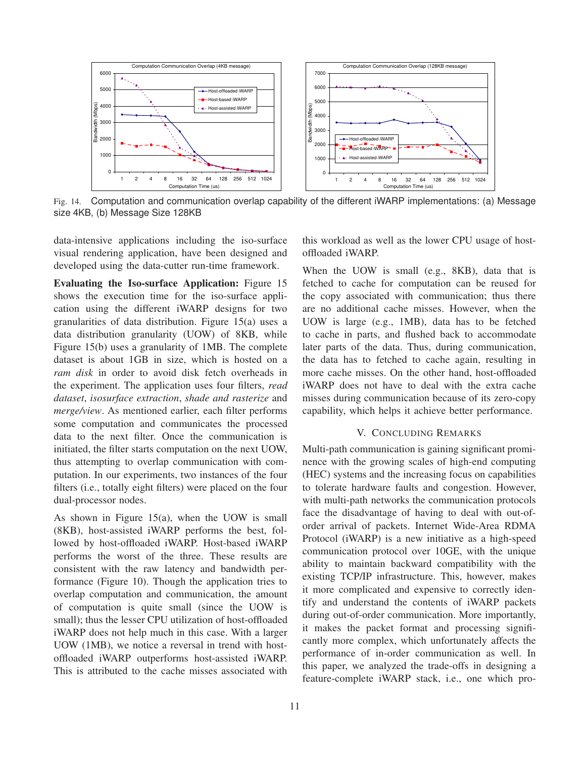Fig. 14. Computation and communication overlap capability of the different iWARP implementations: (a) Message size 4KB, (b) Message Size 128KB

data-intensive applications including the iso-surface visual rendering application, have been designed and developed using the data-cutter run-time framework.

**Evaluating the Iso-surface Application:** Figure 15 shows the execution time for the iso-surface application using the different iWARP designs for two granularities of data distribution. Figure 15(a) uses a data distribution granularity (UOW) of 8KB, while Figure 15(b) uses a granularity of 1MB. The complete dataset is about 1GB in size, which is hosted on a *ram disk* in order to avoid disk fetch overheads in the experiment. The application uses four filters, *read dataset*, *isosurface extraction*, *shade and rasterize* and *merge/view*. As mentioned earlier, each filter performs some computation and communicates the processed data to the next filter. Once the communication is initiated, the filter starts computation on the next UOW, thus attempting to overlap communication with computation. In our experiments, two instances of the four filters (i.e., totally eight filters) were placed on the four dual-processor nodes.

As shown in Figure 15(a), when the UOW is small (8KB), host-assisted iWARP performs the best, followed by host-offloaded iWARP. Host-based iWARP performs the worst of the three. These results are consistent with the raw latency and bandwidth performance (Figure 10). Though the application tries to overlap computation and communication, the amount of computation is quite small (since the UOW is small); thus the lesser CPU utilization of host-offloaded iWARP does not help much in this case. With a larger UOW (1MB), we notice a reversal in trend with host-offloaded iWARP outperforms host-assisted iWARP. This is attributed to the cache misses associated with this workload as well as the lower CPU usage of host-offloaded iWARP.

When the UOW is small (e.g., 8KB), data that is fetched to cache for computation can be reused for the copy associated with communication; thus there are no additional cache misses. However, when the UOW is large (e.g., 1MB), data has to be fetched to cache in parts, and flushed back to accommodate later parts of the data. Thus, during communication, the data has to fetched to cache again, resulting in more cache misses. On the other hand, host-offloaded iWARP does not have to deal with the extra cache misses during communication because of its zero-copy capability, which helps it achieve better performance.

## V. Concluding Remarks

Multi-path communication is gaining significant prominence with the growing scales of high-end computing (HEC) systems and the increasing focus on capabilities to tolerate hardware faults and congestion. However, with multi-path networks the communication protocols face the disadvantage of having to deal with out-of-order arrival of packets. Internet Wide-Area RDMA Protocol (iWARP) is a new initiative as a high-speed communication protocol over 10GE, with the unique ability to maintain backward compatibility with the existing TCP/IP infrastructure. This, however, makes it more complicated and expensive to correctly identify and understand the contents of iWARP packets during out-of-order communication. More importantly, it makes the packet format and processing significantly more complex, which unfortunately affects the performance of in-order communication as well. In this paper, we analyzed the trade-offs in designing a feature-complete iWARP stack, i.e., one which pro-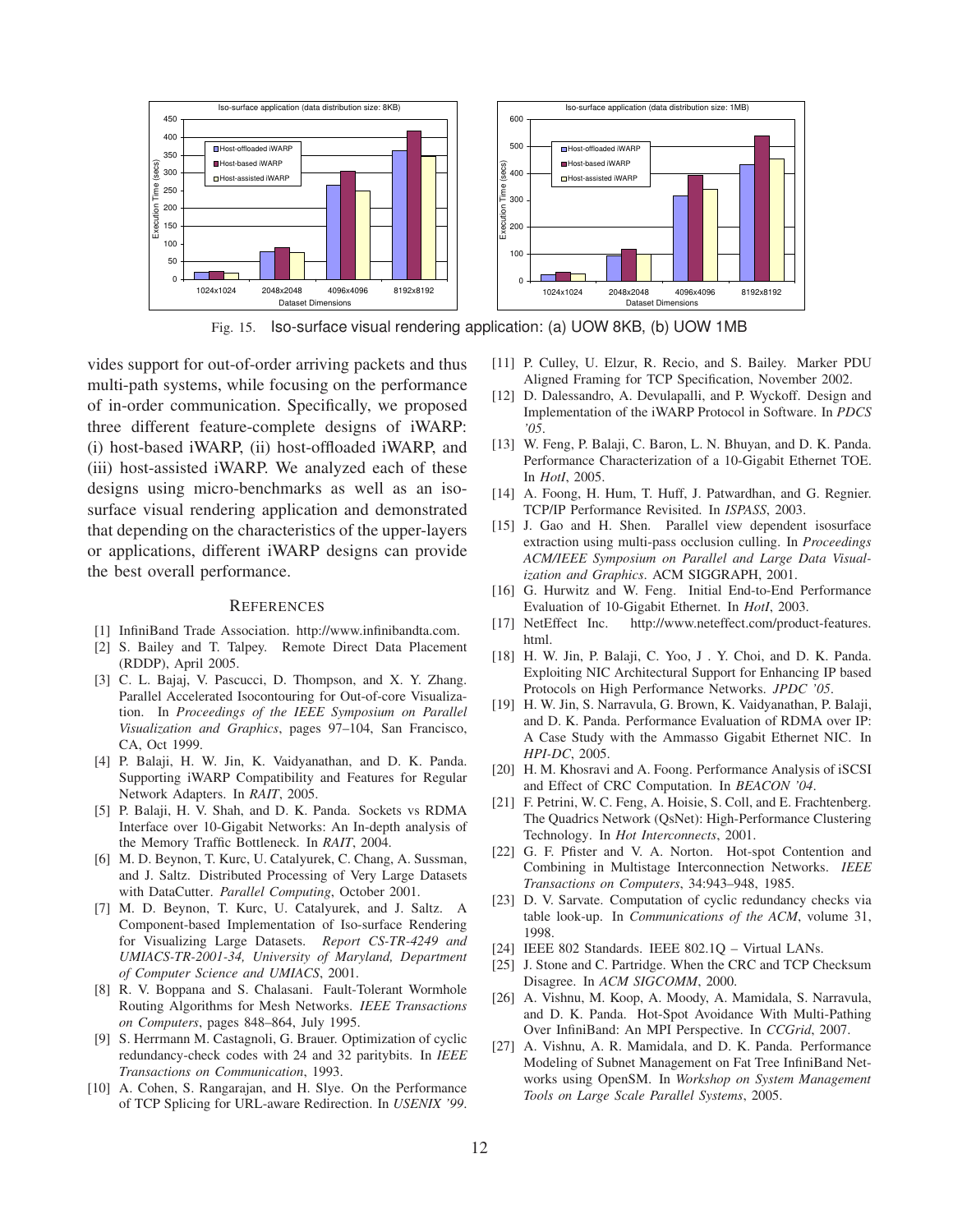Iso-surface application (data distribution size: 8KB)

Execution Time (secs)

0
50
100
150
200
250
300
350
400
450

Host-offloaded iWARP
Host-based iWARP
Host-assisted iWARP

1024x1024
2048x2048
4096x4096
8192x8192

Dataset Dimensions

Iso-surface application (data distribution size: 1MB)

Execution Time (secs)

0
100
200
300
400
500
600

Host-offloaded iWARP
Host-based iWARP
Host-assisted iWARP

1024x1024
2048x2048
4096x4096
8192x8192

Dataset Dimensions

Fig. 15. Iso-surface visual rendering application: (a) UOW 8KB, (b) UOW 1MB

vides support for out-of-order arriving packets and thus multi-path systems, while focusing on the performance of in-order communication. Specifically, we proposed three different feature-complete designs of iWARP: (i) host-based iWARP, (ii) host-offloaded iWARP, and (iii) host-assisted iWARP. We analyzed each of these designs using micro-benchmarks as well as an iso-surface visual rendering application and demonstrated that depending on the characteristics of the upper-layers or applications, different iWARP designs can provide the best overall performance.

## References

[1] InfiniBand Trade Association. http://www.infinibandta.com.

[2] S. Bailey and T. Talpey. Remote Direct Data Placement (RDDP), April 2005.

[3] C. L. Bajaj, V. Pascucci, D. Thompson, and X. Y. Zhang. Parallel Accelerated Isocontouring for Out-of-core Visualization. In *Proceedings of the IEEE Symposium on Parallel Visualization and Graphics*, pages 97–104, San Francisco, CA, Oct 1999.

[4] P. Balaji, H. W. Jin, K. Vaidyanathan, and D. K. Panda. Supporting iWARP Compatibility and Features for Regular Network Adapters. In *RAIT*, 2005.

[5] P. Balaji, H. V. Shah, and D. K. Panda. Sockets vs RDMA Interface over 10-Gigabit Networks: An In-depth analysis of the Memory Traffic Bottleneck. In *RAIT*, 2004.

[6] M. D. Beynon, T. Kurc, U. Catalyurek, C. Chang, A. Sussman, and J. Saltz. Distributed Processing of Very Large Datasets with DataCutter. *Parallel Computing*, October 2001.

[7] M. D. Beynon, T. Kurc, U. Catalyurek, and J. Saltz. A Component-based Implementation of Iso-surface Rendering for Visualizing Large Datasets. *Report CS-TR-4249 and UMIACS-TR-2001-34, University of Maryland, Department of Computer Science and UMIACS*, 2001.

[8] R. V. Boppana and S. Chalasani. Fault-Tolerant Wormhole Routing Algorithms for Mesh Networks. *IEEE Transactions on Computers*, pages 848–864, July 1995.

[9] S. Herrmann M. Castagnoli, G. Brauer. Optimization of cyclic redundancy-check codes with 24 and 32 paritybits. In *IEEE Transactions on Communication*, 1993.

[10] A. Cohen, S. Rangarajan, and H. Slye. On the Performance of TCP Splicing for URL-aware Redirection. In *USENIX '99*.

[11] P. Culley, U. Elzur, R. Recio, and S. Bailey. Marker PDU Aligned Framing for TCP Specification, November 2002.

[12] D. Dalessandro, A. Devulapalli, and P. Wyckoff. Design and Implementation of the iWARP Protocol in Software. In *PDCS '05*.

[13] W. Feng, P. Balaji, C. Baron, L. N. Bhuyan, and D. K. Panda. Performance Characterization of a 10-Gigabit Ethernet TOE. In *HotI*, 2005.

[14] A. Foong, H. Hum, T. Huff, J. Patwardhan, and G. Regnier. TCP/IP Performance Revisited. In *ISPASS*, 2003.

[15] J. Gao and H. Shen. Parallel view dependent isosurface extraction using multi-pass occlusion culling. In *Proceedings ACM/IEEE Symposium on Parallel and Large Data Visualization and Graphics*. ACM SIGGRAPH, 2001.

[16] G. Hurwitz and W. Feng. Initial End-to-End Performance Evaluation of 10-Gigabit Ethernet. In *HotI*, 2003.

[17] NetEffect Inc. http://www.neteffect.com/product-features.html.

[18] H. W. Jin, P. Balaji, C. Yoo, J . Y. Choi, and D. K. Panda. Exploiting NIC Architectural Support for Enhancing IP based Protocols on High Performance Networks. *JPDC '05*.

[19] H. W. Jin, S. Narravula, G. Brown, K. Vaidyanathan, P. Balaji, and D. K. Panda. Performance Evaluation of RDMA over IP: A Case Study with the Ammasso Gigabit Ethernet NIC. In *HPI-DC*, 2005.

[20] H. M. Khosravi and A. Foong. Performance Analysis of iSCSI and Effect of CRC Computation. In *BEACON '04*.

[21] F. Petrini, W. C. Feng, A. Hoisie, S. Coll, and E. Frachtenberg. The Quadrics Network (QsNet): High-Performance Clustering Technology. In *Hot Interconnects*, 2001.

[22] G. F. Pfister and V. A. Norton. Hot-spot Contention and Combining in Multistage Interconnection Networks. *IEEE Transactions on Computers*, 34:943–948, 1985.

[23] D. V. Sarvate. Computation of cyclic redundancy checks via table look-up. In *Communications of the ACM*, volume 31, 1998.

[24] IEEE 802 Standards. IEEE 802.1Q – Virtual LANs.

[25] J. Stone and C. Partridge. When the CRC and TCP Checksum Disagree. In *ACM SIGCOMM*, 2000.

[26] A. Vishnu, M. Koop, A. Moody, A. Mamidala, S. Narravula, and D. K. Panda. Hot-Spot Avoidance With Multi-Pathing Over InfiniBand: An MPI Perspective. In *CCGrid*, 2007.

[27] A. Vishnu, A. R. Mamidala, and D. K. Panda. Performance Modeling of Subnet Management on Fat Tree InfiniBand Networks using OpenSM. In *Workshop on System Management Tools on Large Scale Parallel Systems*, 2005.